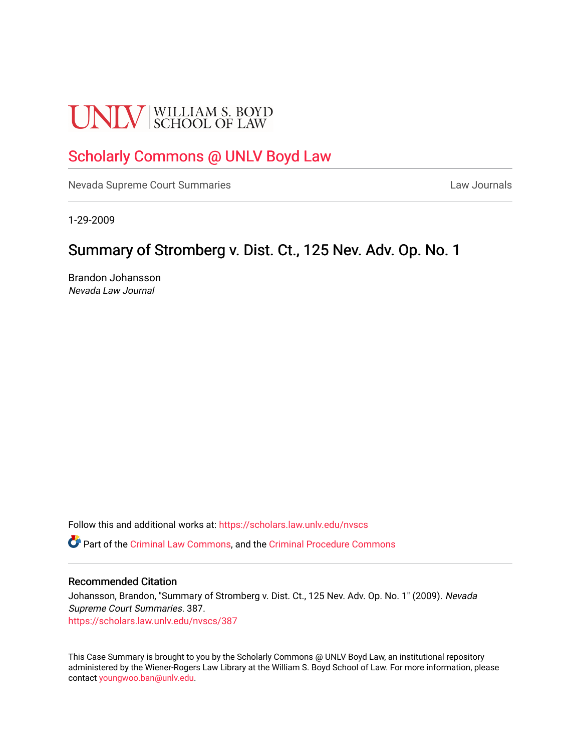UNLV | WILLIAM S. BOYD SCHOOL OF LAW

Scholarly Commons @ UNLV Boyd Law

Nevada Supreme Court Summaries

Law Journals

1-29-2009

# Summary of Stromberg v. Dist. Ct., 125 Nev. Adv. Op. No. 1

Brandon Johansson
*Nevada Law Journal*

Follow this and additional works at: https://scholars.law.unlv.edu/nvscs

Part of the Criminal Law Commons, and the Criminal Procedure Commons

## Recommended Citation

Johansson, Brandon, "Summary of Stromberg v. Dist. Ct., 125 Nev. Adv. Op. No. 1" (2009). *Nevada Supreme Court Summaries*. 387.
https://scholars.law.unlv.edu/nvscs/387

This Case Summary is brought to you by the Scholarly Commons @ UNLV Boyd Law, an institutional repository administered by the Wiener-Rogers Law Library at the William S. Boyd School of Law. For more information, please contact youngwoo.ban@unlv.edu.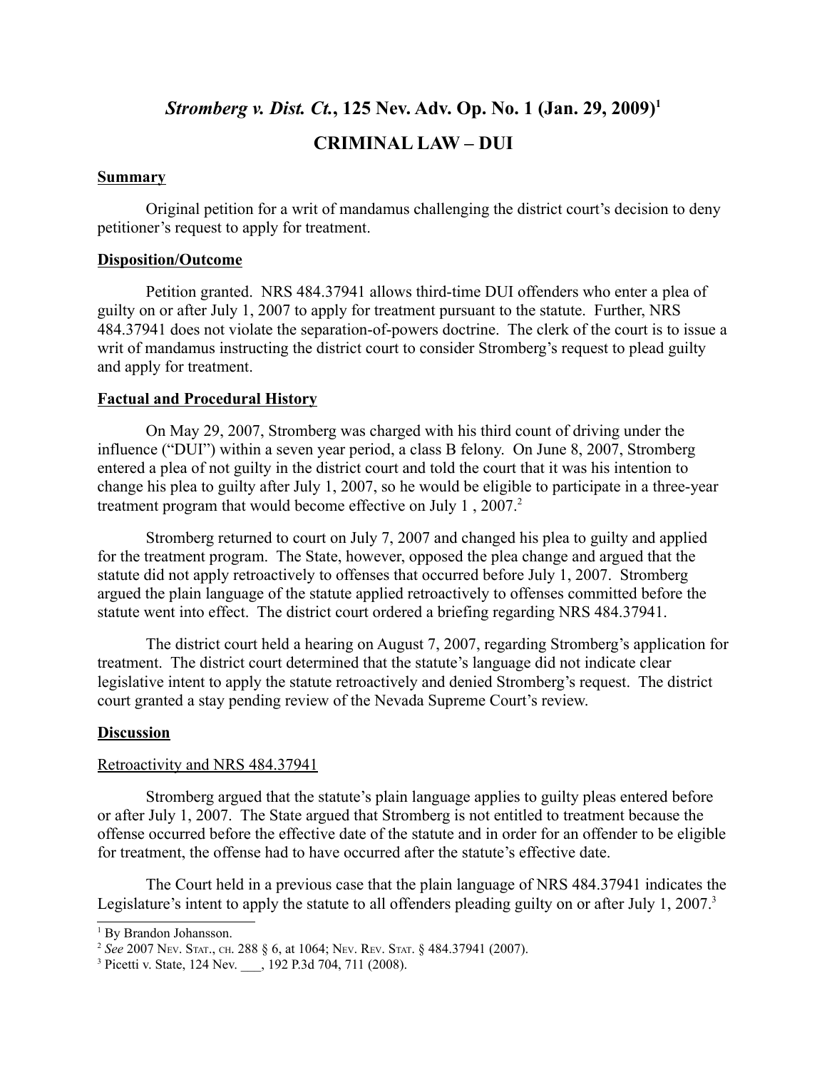# *Stromberg v. Dist. Ct.*, 125 Nev. Adv. Op. No. 1 (Jan. 29, 2009)[1]

## CRIMINAL LAW – DUI

### Summary

Original petition for a writ of mandamus challenging the district court's decision to deny petitioner's request to apply for treatment.

### Disposition/Outcome

Petition granted. NRS 484.37941 allows third-time DUI offenders who enter a plea of guilty on or after July 1, 2007 to apply for treatment pursuant to the statute. Further, NRS 484.37941 does not violate the separation-of-powers doctrine. The clerk of the court is to issue a writ of mandamus instructing the district court to consider Stromberg's request to plead guilty and apply for treatment.

### Factual and Procedural History

On May 29, 2007, Stromberg was charged with his third count of driving under the influence ("DUI") within a seven year period, a class B felony. On June 8, 2007, Stromberg entered a plea of not guilty in the district court and told the court that it was his intention to change his plea to guilty after July 1, 2007, so he would be eligible to participate in a three-year treatment program that would become effective on July 1 , 2007.[2]

Stromberg returned to court on July 7, 2007 and changed his plea to guilty and applied for the treatment program. The State, however, opposed the plea change and argued that the statute did not apply retroactively to offenses that occurred before July 1, 2007. Stromberg argued the plain language of the statute applied retroactively to offenses committed before the statute went into effect. The district court ordered a briefing regarding NRS 484.37941.

The district court held a hearing on August 7, 2007, regarding Stromberg's application for treatment. The district court determined that the statute's language did not indicate clear legislative intent to apply the statute retroactively and denied Stromberg's request. The district court granted a stay pending review of the Nevada Supreme Court's review.

### Discussion

Retroactivity and NRS 484.37941

Stromberg argued that the statute's plain language applies to guilty pleas entered before or after July 1, 2007. The State argued that Stromberg is not entitled to treatment because the offense occurred before the effective date of the statute and in order for an offender to be eligible for treatment, the offense had to have occurred after the statute's effective date.

The Court held in a previous case that the plain language of NRS 484.37941 indicates the Legislature's intent to apply the statute to all offenders pleading guilty on or after July 1, 2007.[3]

---

[1] By Brandon Johansson.

[2] *See* 2007 NEV. STAT., CH. 288 § 6, at 1064; NEV. REV. STAT. § 484.37941 (2007).

[3] Picetti v. State, 124 Nev. ___, 192 P.3d 704, 711 (2008).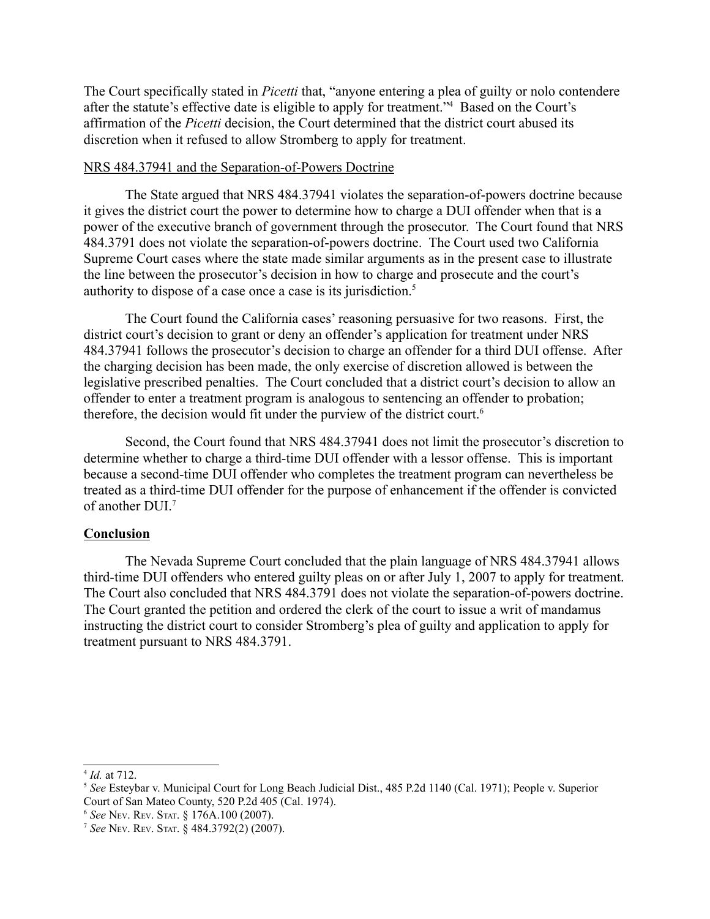The Court specifically stated in *Picetti* that, "anyone entering a plea of guilty or nolo contendere after the statute's effective date is eligible to apply for treatment."[4] Based on the Court's affirmation of the *Picetti* decision, the Court determined that the district court abused its discretion when it refused to allow Stromberg to apply for treatment.

<u>NRS 484.37941 and the Separation-of-Powers Doctrine</u>

The State argued that NRS 484.37941 violates the separation-of-powers doctrine because it gives the district court the power to determine how to charge a DUI offender when that is a power of the executive branch of government through the prosecutor. The Court found that NRS 484.3791 does not violate the separation-of-powers doctrine. The Court used two California Supreme Court cases where the state made similar arguments as in the present case to illustrate the line between the prosecutor's decision in how to charge and prosecute and the court's authority to dispose of a case once a case is its jurisdiction.[5]

The Court found the California cases' reasoning persuasive for two reasons. First, the district court's decision to grant or deny an offender's application for treatment under NRS 484.37941 follows the prosecutor's decision to charge an offender for a third DUI offense. After the charging decision has been made, the only exercise of discretion allowed is between the legislative prescribed penalties. The Court concluded that a district court's decision to allow an offender to enter a treatment program is analogous to sentencing an offender to probation; therefore, the decision would fit under the purview of the district court.[6]

Second, the Court found that NRS 484.37941 does not limit the prosecutor's discretion to determine whether to charge a third-time DUI offender with a lessor offense. This is important because a second-time DUI offender who completes the treatment program can nevertheless be treated as a third-time DUI offender for the purpose of enhancement if the offender is convicted of another DUI.[7]

## **Conclusion**

The Nevada Supreme Court concluded that the plain language of NRS 484.37941 allows third-time DUI offenders who entered guilty pleas on or after July 1, 2007 to apply for treatment. The Court also concluded that NRS 484.3791 does not violate the separation-of-powers doctrine. The Court granted the petition and ordered the clerk of the court to issue a writ of mandamus instructing the district court to consider Stromberg's plea of guilty and application to apply for treatment pursuant to NRS 484.3791.

---

[4] *Id.* at 712.

[5] *See* Esteybar v. Municipal Court for Long Beach Judicial Dist., 485 P.2d 1140 (Cal. 1971); People v. Superior Court of San Mateo County, 520 P.2d 405 (Cal. 1974).

[6] *See* NEV. REV. STAT. § 176A.100 (2007).

[7] *See* NEV. REV. STAT. § 484.3792(2) (2007).